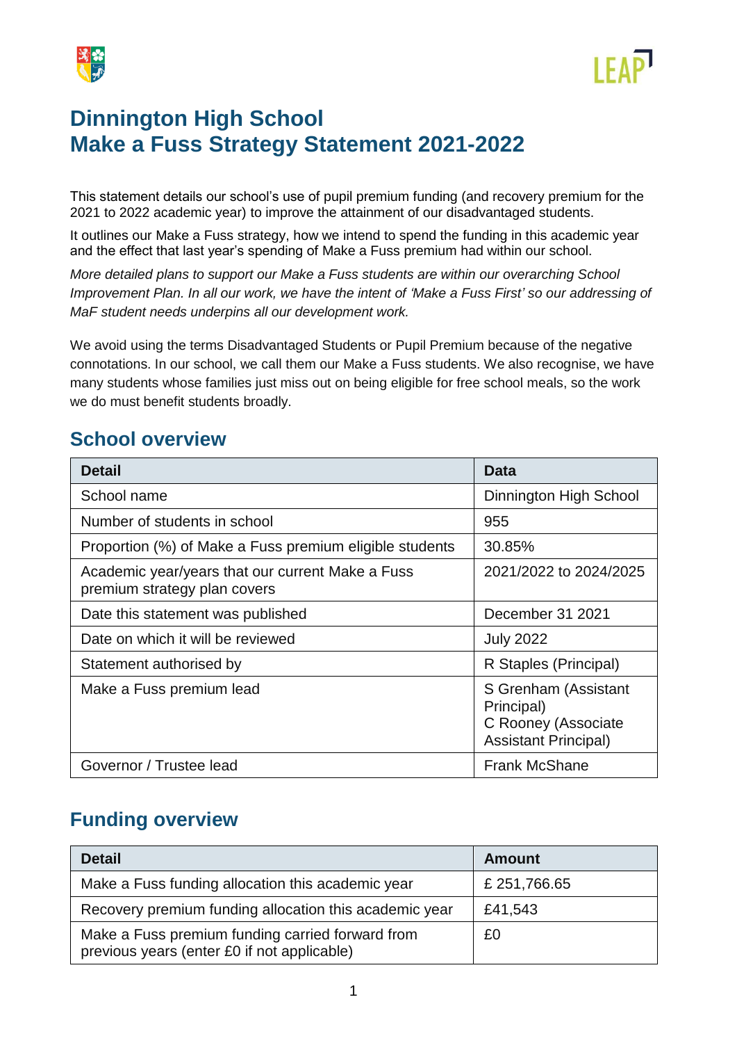# Dinnington High School
# Make a Fuss Strategy Statement 2021-2022

This statement details our school's use of pupil premium funding (and recovery premium for the 2021 to 2022 academic year) to improve the attainment of our disadvantaged students.

It outlines our Make a Fuss strategy, how we intend to spend the funding in this academic year and the effect that last year's spending of Make a Fuss premium had within our school.

*More detailed plans to support our Make a Fuss students are within our overarching School Improvement Plan. In all our work, we have the intent of 'Make a Fuss First' so our addressing of MaF student needs underpins all our development work.*

We avoid using the terms Disadvantaged Students or Pupil Premium because of the negative connotations. In our school, we call them our Make a Fuss students. We also recognise, we have many students whose families just miss out on being eligible for free school meals, so the work we do must benefit students broadly.

## School overview

| Detail | Data |
|---|---|
| School name | Dinnington High School |
| Number of students in school | 955 |
| Proportion (%) of Make a Fuss premium eligible students | 30.85% |
| Academic year/years that our current Make a Fuss premium strategy plan covers | 2021/2022 to 2024/2025 |
| Date this statement was published | December 31 2021 |
| Date on which it will be reviewed | July 2022 |
| Statement authorised by | R Staples (Principal) |
| Make a Fuss premium lead | S Grenham (Assistant Principal)<br>C Rooney (Associate Assistant Principal) |
| Governor / Trustee lead | Frank McShane |

## Funding overview

| Detail | Amount |
|---|---|
| Make a Fuss funding allocation this academic year | £ 251,766.65 |
| Recovery premium funding allocation this academic year | £41,543 |
| Make a Fuss premium funding carried forward from previous years (enter £0 if not applicable) | £0 |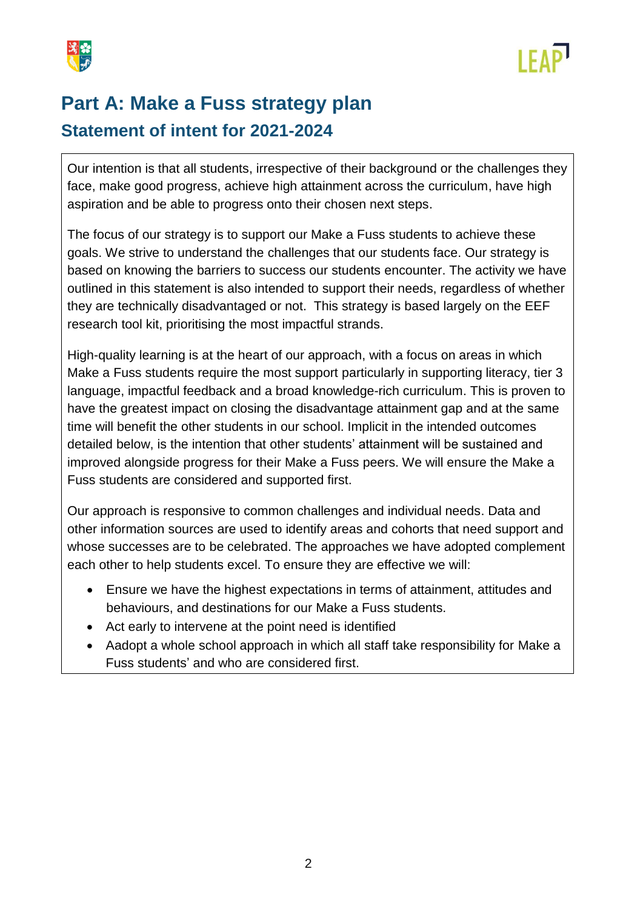# Part A: Make a Fuss strategy plan

## Statement of intent for 2021-2024

Our intention is that all students, irrespective of their background or the challenges they face, make good progress, achieve high attainment across the curriculum, have high aspiration and be able to progress onto their chosen next steps.

The focus of our strategy is to support our Make a Fuss students to achieve these goals. We strive to understand the challenges that our students face. Our strategy is based on knowing the barriers to success our students encounter. The activity we have outlined in this statement is also intended to support their needs, regardless of whether they are technically disadvantaged or not. This strategy is based largely on the EEF research tool kit, prioritising the most impactful strands.

High-quality learning is at the heart of our approach, with a focus on areas in which Make a Fuss students require the most support particularly in supporting literacy, tier 3 language, impactful feedback and a broad knowledge-rich curriculum. This is proven to have the greatest impact on closing the disadvantage attainment gap and at the same time will benefit the other students in our school. Implicit in the intended outcomes detailed below, is the intention that other students' attainment will be sustained and improved alongside progress for their Make a Fuss peers. We will ensure the Make a Fuss students are considered and supported first.

Our approach is responsive to common challenges and individual needs. Data and other information sources are used to identify areas and cohorts that need support and whose successes are to be celebrated. The approaches we have adopted complement each other to help students excel. To ensure they are effective we will:

- Ensure we have the highest expectations in terms of attainment, attitudes and behaviours, and destinations for our Make a Fuss students.
- Act early to intervene at the point need is identified
- Aadopt a whole school approach in which all staff take responsibility for Make a Fuss students' and who are considered first.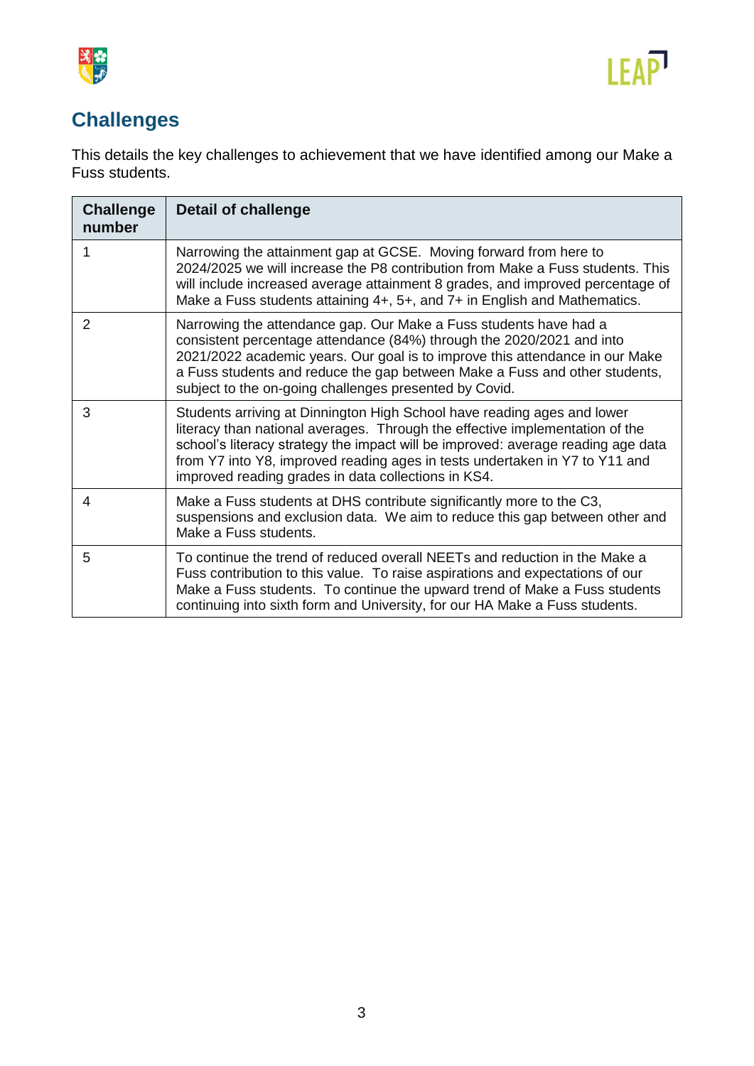## Challenges

This details the key challenges to achievement that we have identified among our Make a Fuss students.

| Challenge number | Detail of challenge |
| --- | --- |
| 1 | Narrowing the attainment gap at GCSE. Moving forward from here to 2024/2025 we will increase the P8 contribution from Make a Fuss students. This will include increased average attainment 8 grades, and improved percentage of Make a Fuss students attaining 4+, 5+, and 7+ in English and Mathematics. |
| 2 | Narrowing the attendance gap. Our Make a Fuss students have had a consistent percentage attendance (84%) through the 2020/2021 and into 2021/2022 academic years. Our goal is to improve this attendance in our Make a Fuss students and reduce the gap between Make a Fuss and other students, subject to the on-going challenges presented by Covid. |
| 3 | Students arriving at Dinnington High School have reading ages and lower literacy than national averages. Through the effective implementation of the school's literacy strategy the impact will be improved: average reading age data from Y7 into Y8, improved reading ages in tests undertaken in Y7 to Y11 and improved reading grades in data collections in KS4. |
| 4 | Make a Fuss students at DHS contribute significantly more to the C3, suspensions and exclusion data. We aim to reduce this gap between other and Make a Fuss students. |
| 5 | To continue the trend of reduced overall NEETs and reduction in the Make a Fuss contribution to this value. To raise aspirations and expectations of our Make a Fuss students. To continue the upward trend of Make a Fuss students continuing into sixth form and University, for our HA Make a Fuss students. |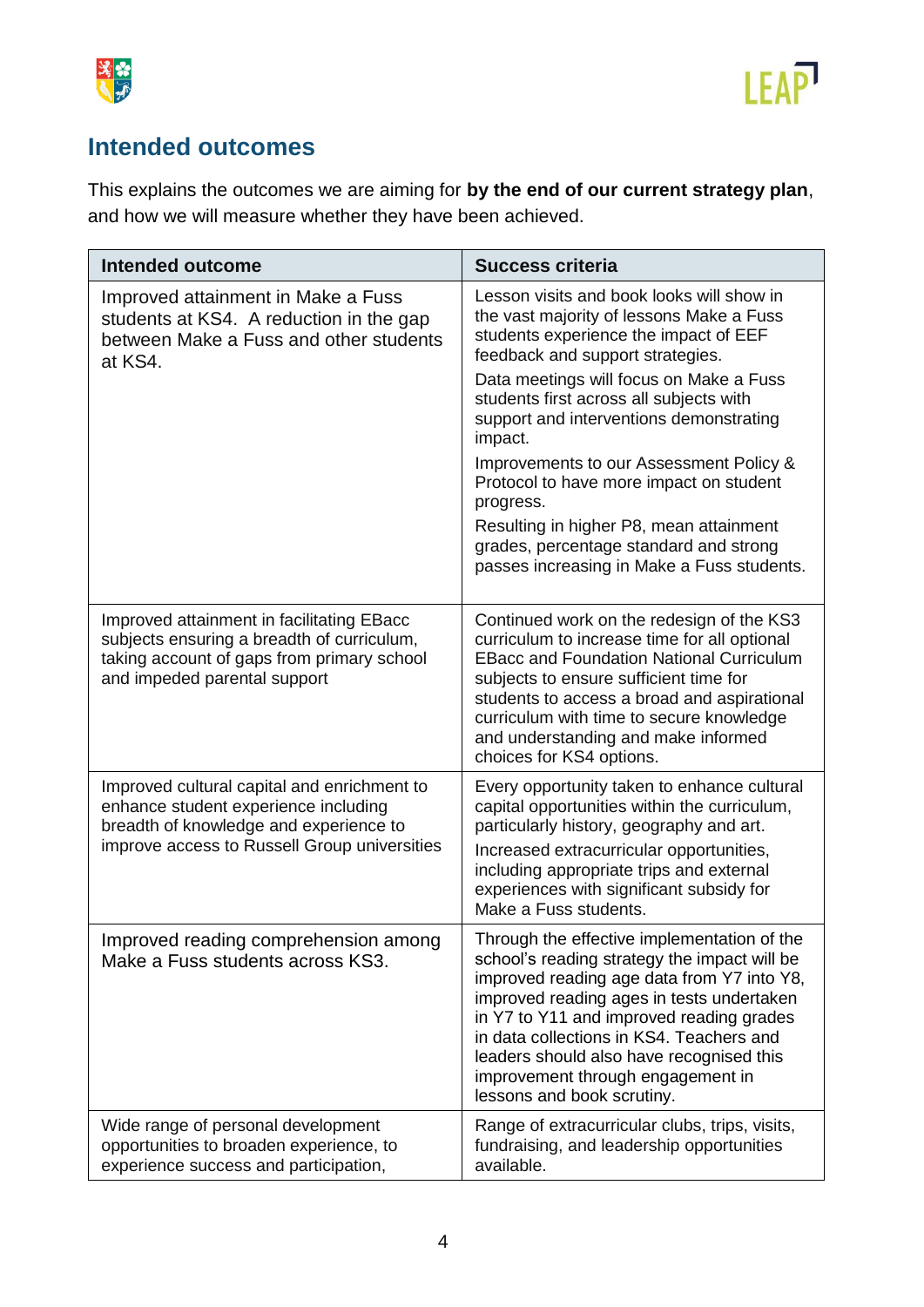## Intended outcomes

This explains the outcomes we are aiming for **by the end of our current strategy plan**, and how we will measure whether they have been achieved.

| Intended outcome | Success criteria |
|---|---|
| Improved attainment in Make a Fuss students at KS4. A reduction in the gap between Make a Fuss and other students at KS4. | Lesson visits and book looks will show in the vast majority of lessons Make a Fuss students experience the impact of EEF feedback and support strategies.<br>Data meetings will focus on Make a Fuss students first across all subjects with support and interventions demonstrating impact.<br>Improvements to our Assessment Policy & Protocol to have more impact on student progress.<br>Resulting in higher P8, mean attainment grades, percentage standard and strong passes increasing in Make a Fuss students. |
| Improved attainment in facilitating EBacc subjects ensuring a breadth of curriculum, taking account of gaps from primary school and impeded parental support | Continued work on the redesign of the KS3 curriculum to increase time for all optional EBacc and Foundation National Curriculum subjects to ensure sufficient time for students to access a broad and aspirational curriculum with time to secure knowledge and understanding and make informed choices for KS4 options. |
| Improved cultural capital and enrichment to enhance student experience including breadth of knowledge and experience to improve access to Russell Group universities | Every opportunity taken to enhance cultural capital opportunities within the curriculum, particularly history, geography and art.<br>Increased extracurricular opportunities, including appropriate trips and external experiences with significant subsidy for Make a Fuss students. |
| Improved reading comprehension among Make a Fuss students across KS3. | Through the effective implementation of the school's reading strategy the impact will be improved reading age data from Y7 into Y8, improved reading ages in tests undertaken in Y7 to Y11 and improved reading grades in data collections in KS4. Teachers and leaders should also have recognised this improvement through engagement in lessons and book scrutiny. |
| Wide range of personal development opportunities to broaden experience, to experience success and participation, | Range of extracurricular clubs, trips, visits, fundraising, and leadership opportunities available. |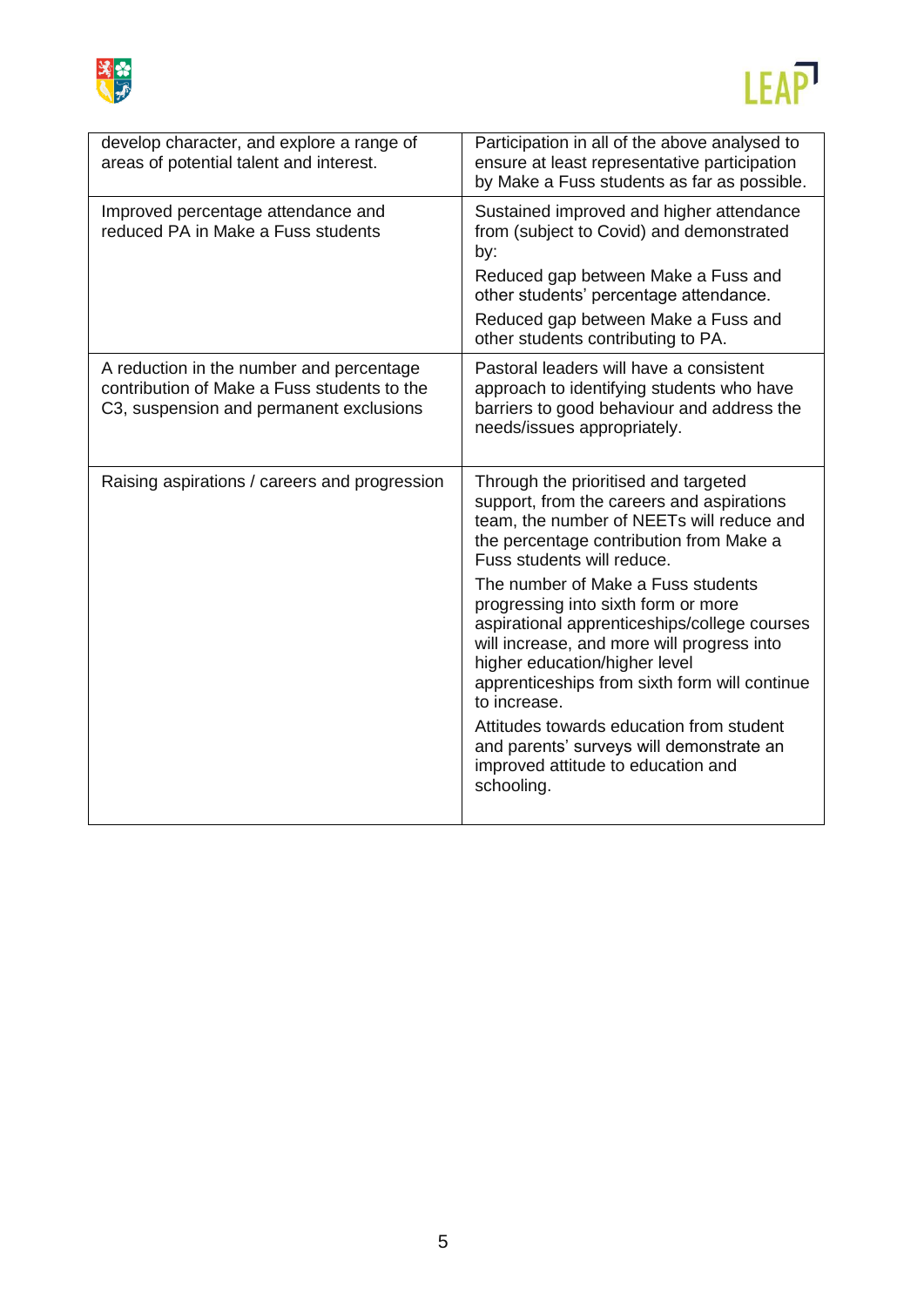| | |
|---|---|
| develop character, and explore a range of areas of potential talent and interest. | Participation in all of the above analysed to ensure at least representative participation by Make a Fuss students as far as possible. |
| Improved percentage attendance and reduced PA in Make a Fuss students | Sustained improved and higher attendance from (subject to Covid) and demonstrated by:<br><br>Reduced gap between Make a Fuss and other students' percentage attendance.<br><br>Reduced gap between Make a Fuss and other students contributing to PA. |
| A reduction in the number and percentage contribution of Make a Fuss students to the C3, suspension and permanent exclusions | Pastoral leaders will have a consistent approach to identifying students who have barriers to good behaviour and address the needs/issues appropriately. |
| Raising aspirations / careers and progression | Through the prioritised and targeted support, from the careers and aspirations team, the number of NEETs will reduce and the percentage contribution from Make a Fuss students will reduce.<br><br>The number of Make a Fuss students progressing into sixth form or more aspirational apprenticeships/college courses will increase, and more will progress into higher education/higher level apprenticeships from sixth form will continue to increase.<br><br>Attitudes towards education from student and parents' surveys will demonstrate an improved attitude to education and schooling. |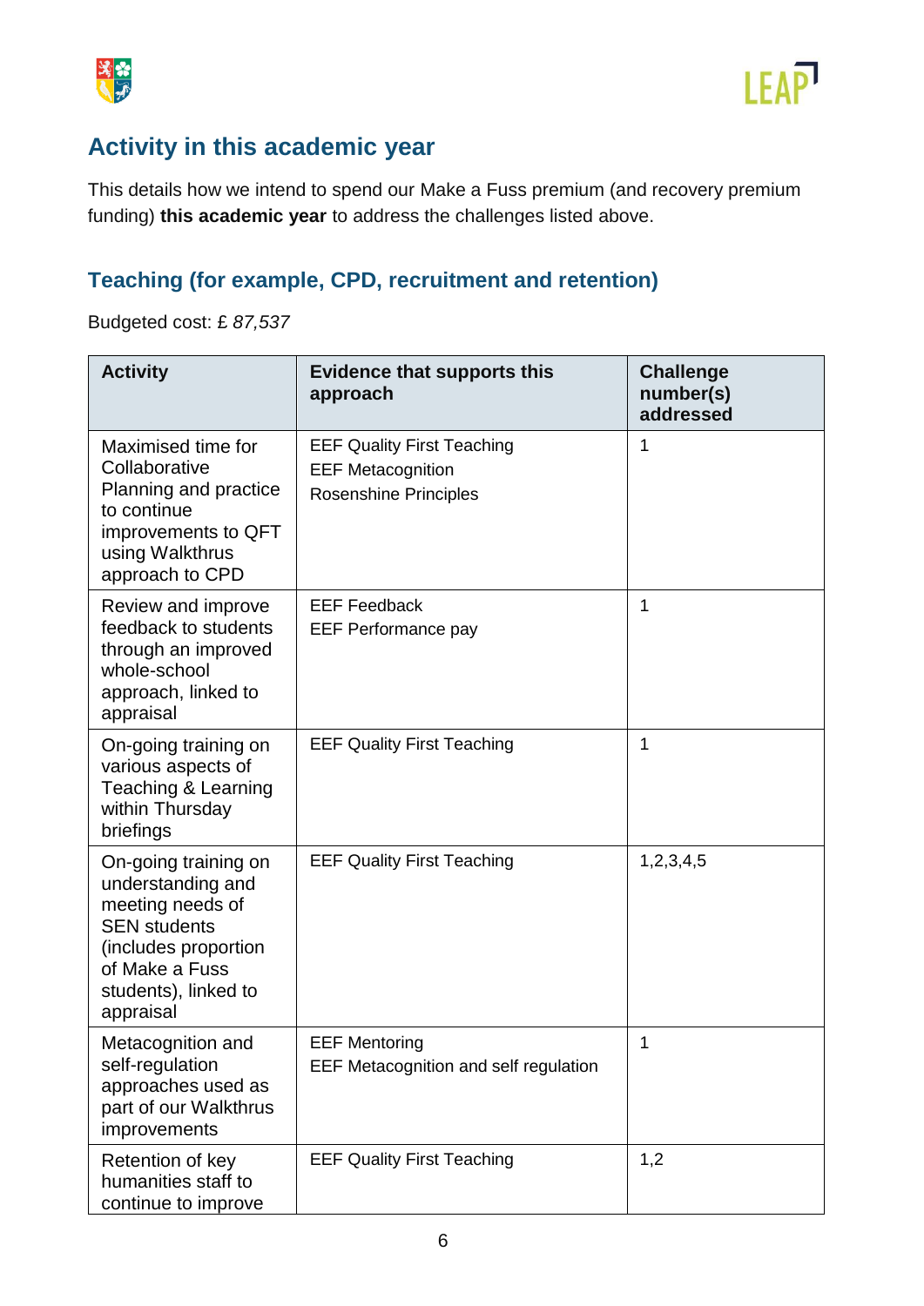## Activity in this academic year

This details how we intend to spend our Make a Fuss premium (and recovery premium funding) **this academic year** to address the challenges listed above.

### Teaching (for example, CPD, recruitment and retention)

Budgeted cost: £ *87,537*

| Activity | Evidence that supports this approach | Challenge number(s) addressed |
|---|---|---|
| Maximised time for Collaborative Planning and practice to continue improvements to QFT using Walkthrus approach to CPD | EEF Quality First Teaching<br>EEF Metacognition<br>Rosenshine Principles | 1 |
| Review and improve feedback to students through an improved whole-school approach, linked to appraisal | EEF Feedback<br>EEF Performance pay | 1 |
| On-going training on various aspects of Teaching & Learning within Thursday briefings | EEF Quality First Teaching | 1 |
| On-going training on understanding and meeting needs of SEN students (includes proportion of Make a Fuss students), linked to appraisal | EEF Quality First Teaching | 1,2,3,4,5 |
| Metacognition and self-regulation approaches used as part of our Walkthrus improvements | EEF Mentoring<br>EEF Metacognition and self regulation | 1 |
| Retention of key humanities staff to continue to improve | EEF Quality First Teaching | 1,2 |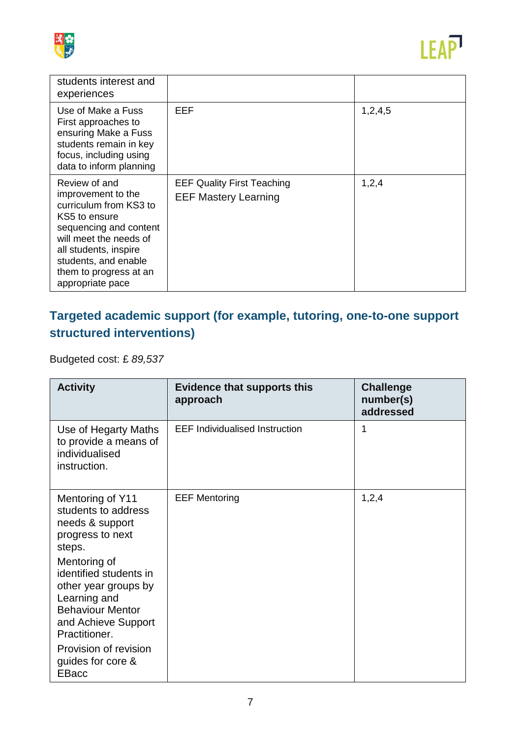| | | |
|---|---|---|
| students interest and experiences | | |
| Use of Make a Fuss First approaches to ensuring Make a Fuss students remain in key focus, including using data to inform planning | EEF | 1,2,4,5 |
| Review of and improvement to the curriculum from KS3 to KS5 to ensure sequencing and content will meet the needs of all students, inspire students, and enable them to progress at an appropriate pace | EEF Quality First Teaching<br>EEF Mastery Learning | 1,2,4 |

## Targeted academic support (for example, tutoring, one-to-one support structured interventions)

Budgeted cost: £ *89,537*

| Activity | Evidence that supports this approach | Challenge number(s) addressed |
|---|---|---|
| Use of Hegarty Maths to provide a means of individualised instruction. | EEF Individualised Instruction | 1 |
| Mentoring of Y11 students to address needs & support progress to next steps.<br>Mentoring of identified students in other year groups by Learning and Behaviour Mentor and Achieve Support Practitioner.<br>Provision of revision guides for core & EBacc | EEF Mentoring | 1,2,4 |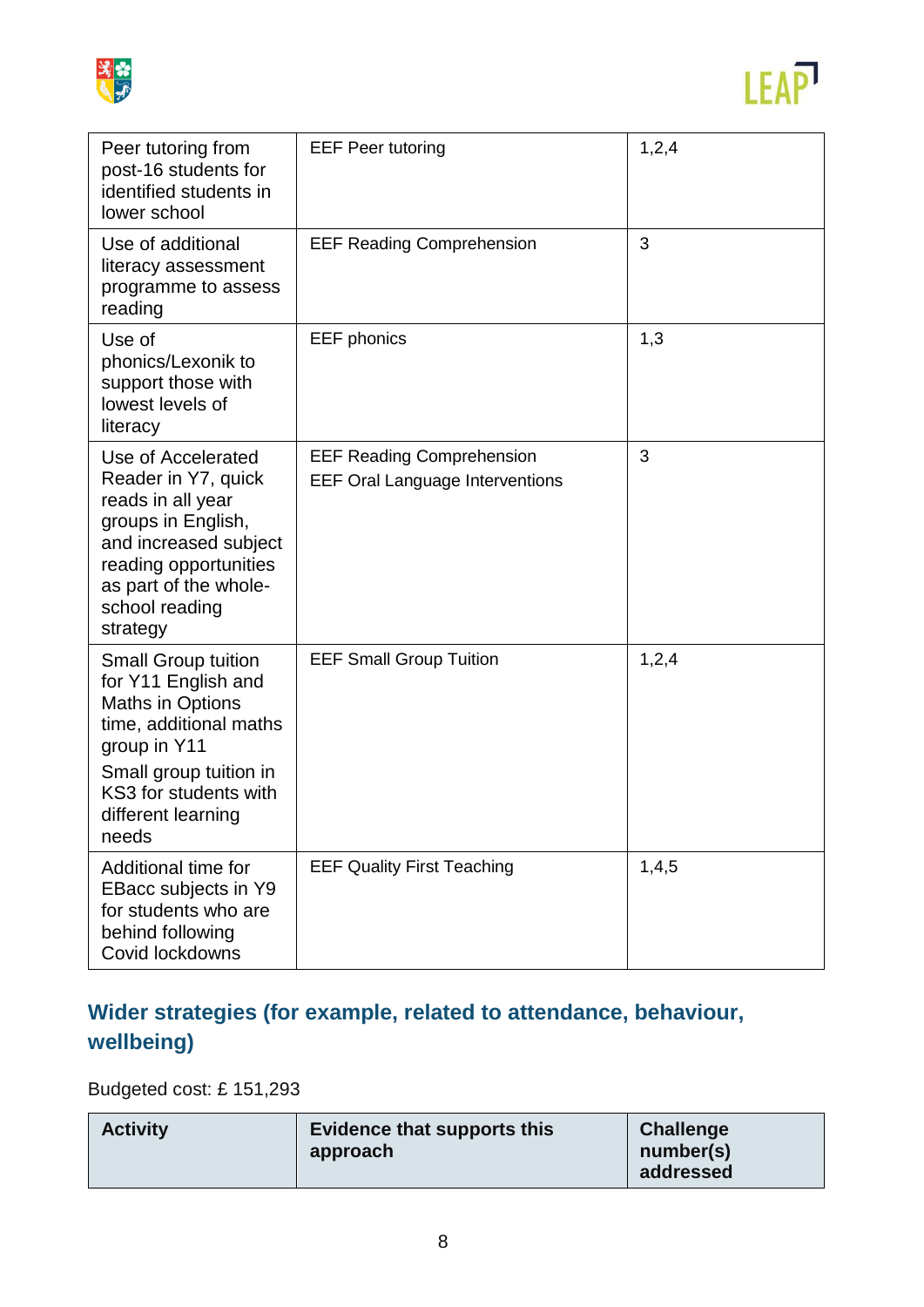| | | |
|---|---|---|
| Peer tutoring from post-16 students for identified students in lower school | EEF Peer tutoring | 1,2,4 |
| Use of additional literacy assessment programme to assess reading | EEF Reading Comprehension | 3 |
| Use of phonics/Lexonik to support those with lowest levels of literacy | EEF phonics | 1,3 |
| Use of Accelerated Reader in Y7, quick reads in all year groups in English, and increased subject reading opportunities as part of the whole-school reading strategy | EEF Reading Comprehension<br>EEF Oral Language Interventions | 3 |
| Small Group tuition for Y11 English and Maths in Options time, additional maths group in Y11<br>Small group tuition in KS3 for students with different learning needs | EEF Small Group Tuition | 1,2,4 |
| Additional time for EBacc subjects in Y9 for students who are behind following Covid lockdowns | EEF Quality First Teaching | 1,4,5 |

## Wider strategies (for example, related to attendance, behaviour, wellbeing)

Budgeted cost: £ 151,293

| Activity | Evidence that supports this approach | Challenge number(s) addressed |
|---|---|---|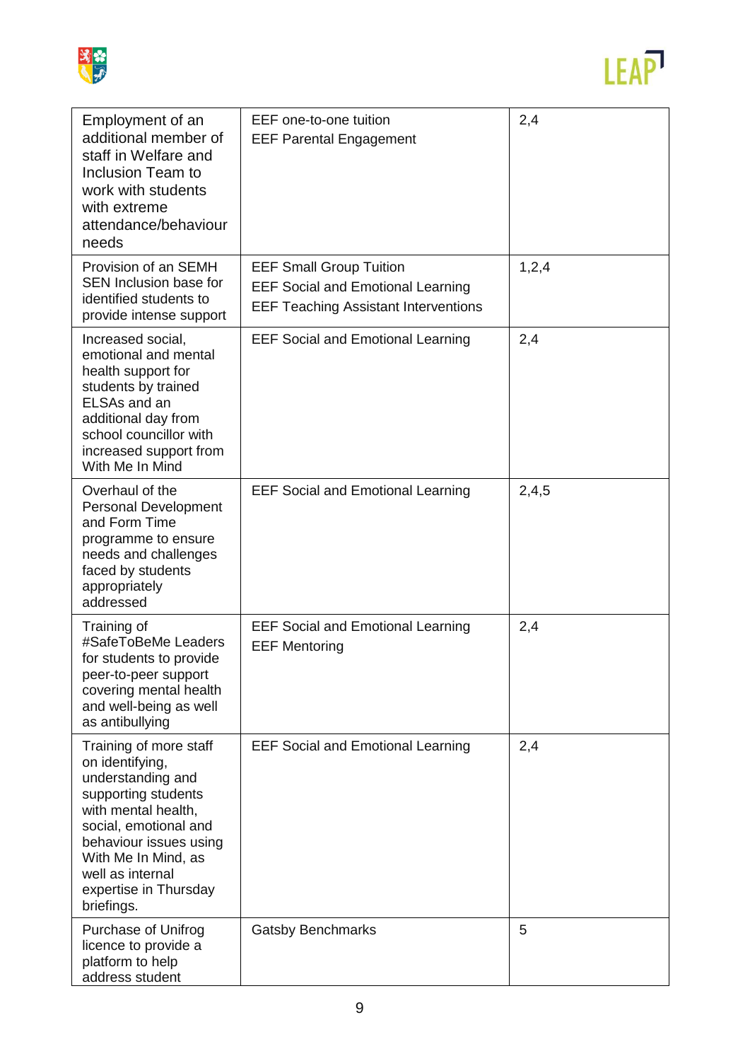| | | |
|---|---|---|
| Employment of an additional member of staff in Welfare and Inclusion Team to work with students with extreme attendance/behaviour needs | EEF one-to-one tuition<br>EEF Parental Engagement | 2,4 |
| Provision of an SEMH SEN Inclusion base for identified students to provide intense support | EEF Small Group Tuition<br>EEF Social and Emotional Learning<br>EEF Teaching Assistant Interventions | 1,2,4 |
| Increased social, emotional and mental health support for students by trained ELSAs and an additional day from school councillor with increased support from With Me In Mind | EEF Social and Emotional Learning | 2,4 |
| Overhaul of the Personal Development and Form Time programme to ensure needs and challenges faced by students appropriately addressed | EEF Social and Emotional Learning | 2,4,5 |
| Training of #SafeToBeMe Leaders for students to provide peer-to-peer support covering mental health and well-being as well as antibullying | EEF Social and Emotional Learning<br>EEF Mentoring | 2,4 |
| Training of more staff on identifying, understanding and supporting students with mental health, social, emotional and behaviour issues using With Me In Mind, as well as internal expertise in Thursday briefings. | EEF Social and Emotional Learning | 2,4 |
| Purchase of Unifrog licence to provide a platform to help address student | Gatsby Benchmarks | 5 |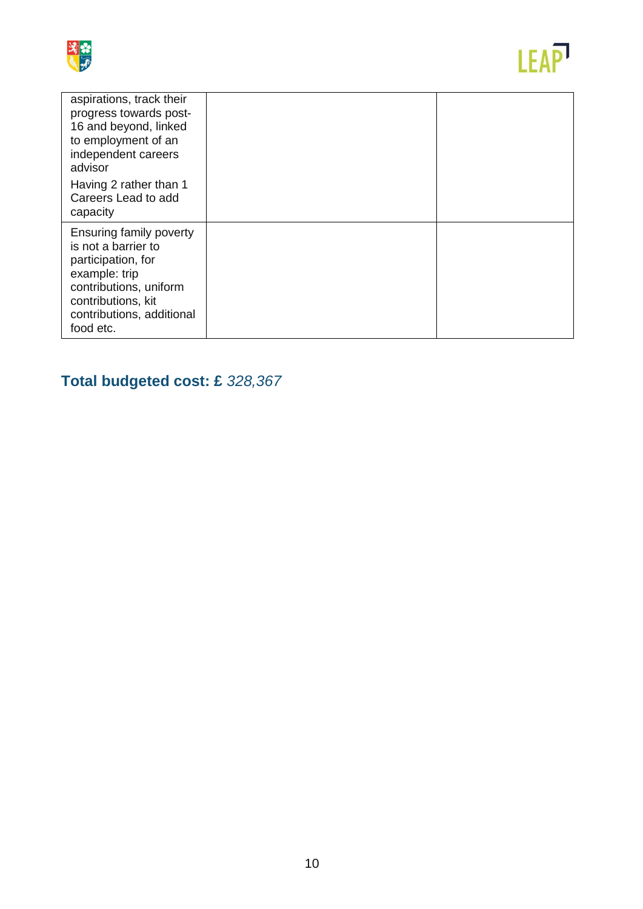| | | |
|---|---|---|
| aspirations, track their progress towards post-16 and beyond, linked to employment of an independent careers advisor<br><br>Having 2 rather than 1 Careers Lead to add capacity | | |
| Ensuring family poverty is not a barrier to participation, for example: trip contributions, uniform contributions, kit contributions, additional food etc. | | |

## Total budgeted cost: £ *328,367*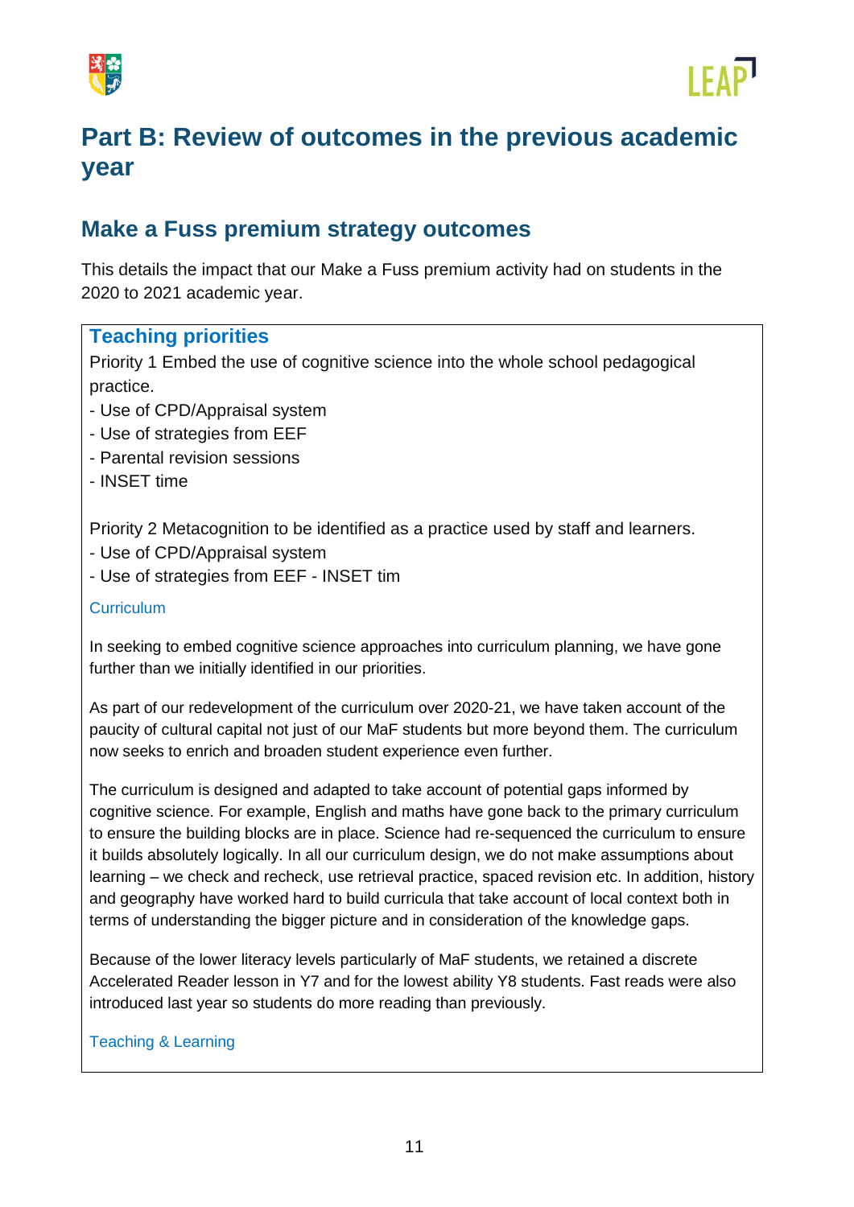# Part B: Review of outcomes in the previous academic year

## Make a Fuss premium strategy outcomes

This details the impact that our Make a Fuss premium activity had on students in the 2020 to 2021 academic year.

### Teaching priorities

Priority 1 Embed the use of cognitive science into the whole school pedagogical practice.

- Use of CPD/Appraisal system
- Use of strategies from EEF
- Parental revision sessions
- INSET time

Priority 2 Metacognition to be identified as a practice used by staff and learners.

- Use of CPD/Appraisal system
- Use of strategies from EEF - INSET tim

#### Curriculum

In seeking to embed cognitive science approaches into curriculum planning, we have gone further than we initially identified in our priorities.

As part of our redevelopment of the curriculum over 2020-21, we have taken account of the paucity of cultural capital not just of our MaF students but more beyond them. The curriculum now seeks to enrich and broaden student experience even further.

The curriculum is designed and adapted to take account of potential gaps informed by cognitive science. For example, English and maths have gone back to the primary curriculum to ensure the building blocks are in place. Science had re-sequenced the curriculum to ensure it builds absolutely logically. In all our curriculum design, we do not make assumptions about learning – we check and recheck, use retrieval practice, spaced revision etc. In addition, history and geography have worked hard to build curricula that take account of local context both in terms of understanding the bigger picture and in consideration of the knowledge gaps.

Because of the lower literacy levels particularly of MaF students, we retained a discrete Accelerated Reader lesson in Y7 and for the lowest ability Y8 students. Fast reads were also introduced last year so students do more reading than previously.

#### Teaching & Learning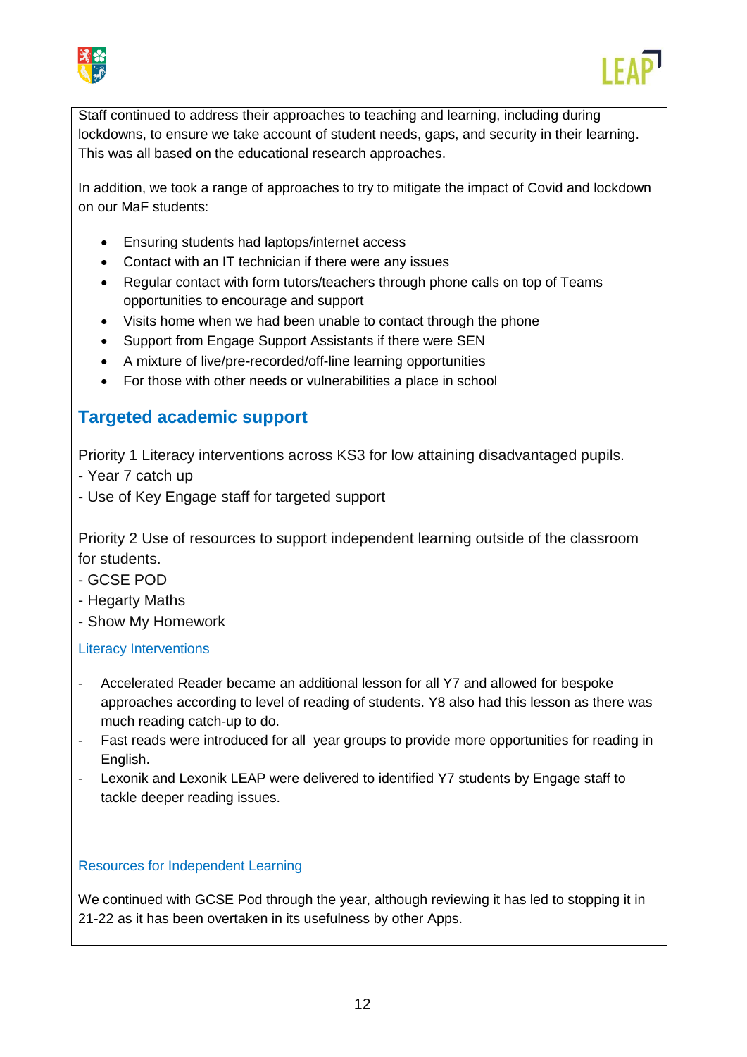Staff continued to address their approaches to teaching and learning, including during lockdowns, to ensure we take account of student needs, gaps, and security in their learning. This was all based on the educational research approaches.

In addition, we took a range of approaches to try to mitigate the impact of Covid and lockdown on our MaF students:

- Ensuring students had laptops/internet access
- Contact with an IT technician if there were any issues
- Regular contact with form tutors/teachers through phone calls on top of Teams opportunities to encourage and support
- Visits home when we had been unable to contact through the phone
- Support from Engage Support Assistants if there were SEN
- A mixture of live/pre-recorded/off-line learning opportunities
- For those with other needs or vulnerabilities a place in school

## Targeted academic support

Priority 1 Literacy interventions across KS3 for low attaining disadvantaged pupils.
- Year 7 catch up
- Use of Key Engage staff for targeted support

Priority 2 Use of resources to support independent learning outside of the classroom for students.
- GCSE POD
- Hegarty Maths
- Show My Homework

### Literacy Interventions

- Accelerated Reader became an additional lesson for all Y7 and allowed for bespoke approaches according to level of reading of students. Y8 also had this lesson as there was much reading catch-up to do.
- Fast reads were introduced for all year groups to provide more opportunities for reading in English.
- Lexonik and Lexonik LEAP were delivered to identified Y7 students by Engage staff to tackle deeper reading issues.

### Resources for Independent Learning

We continued with GCSE Pod through the year, although reviewing it has led to stopping it in 21-22 as it has been overtaken in its usefulness by other Apps.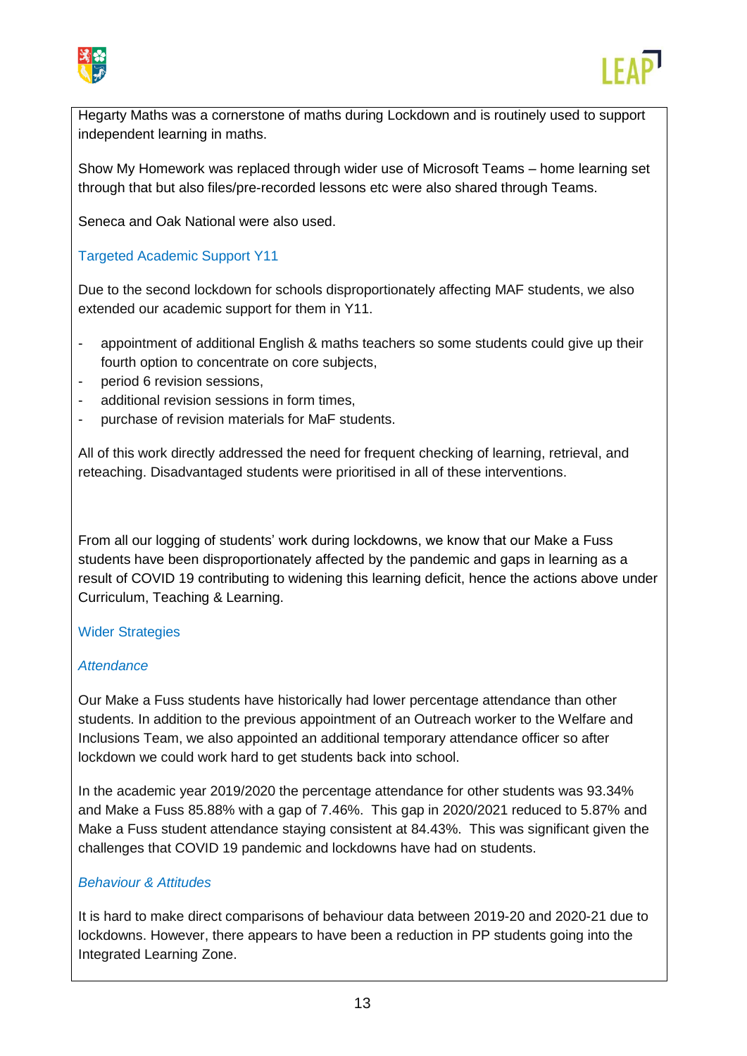Hegarty Maths was a cornerstone of maths during Lockdown and is routinely used to support independent learning in maths.

Show My Homework was replaced through wider use of Microsoft Teams – home learning set through that but also files/pre-recorded lessons etc were also shared through Teams.

Seneca and Oak National were also used.

### Targeted Academic Support Y11

Due to the second lockdown for schools disproportionately affecting MAF students, we also extended our academic support for them in Y11.

- appointment of additional English & maths teachers so some students could give up their fourth option to concentrate on core subjects,
- period 6 revision sessions,
- additional revision sessions in form times,
- purchase of revision materials for MaF students.

All of this work directly addressed the need for frequent checking of learning, retrieval, and reteaching. Disadvantaged students were prioritised in all of these interventions.

From all our logging of students' work during lockdowns, we know that our Make a Fuss students have been disproportionately affected by the pandemic and gaps in learning as a result of COVID 19 contributing to widening this learning deficit, hence the actions above under Curriculum, Teaching & Learning.

### Wider Strategies

#### *Attendance*

Our Make a Fuss students have historically had lower percentage attendance than other students. In addition to the previous appointment of an Outreach worker to the Welfare and Inclusions Team, we also appointed an additional temporary attendance officer so after lockdown we could work hard to get students back into school.

In the academic year 2019/2020 the percentage attendance for other students was 93.34% and Make a Fuss 85.88% with a gap of 7.46%. This gap in 2020/2021 reduced to 5.87% and Make a Fuss student attendance staying consistent at 84.43%. This was significant given the challenges that COVID 19 pandemic and lockdowns have had on students.

#### *Behaviour & Attitudes*

It is hard to make direct comparisons of behaviour data between 2019-20 and 2020-21 due to lockdowns. However, there appears to have been a reduction in PP students going into the Integrated Learning Zone.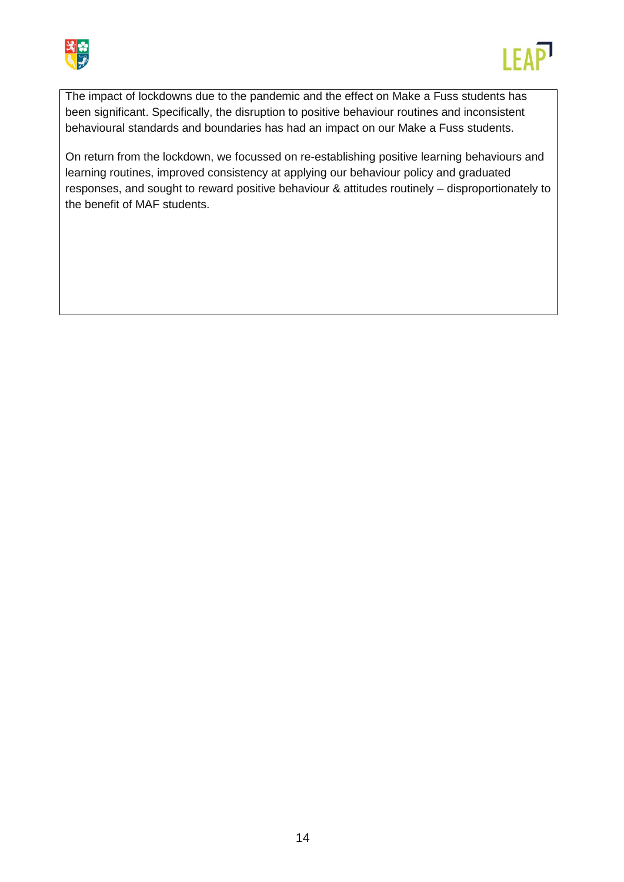The impact of lockdowns due to the pandemic and the effect on Make a Fuss students has been significant. Specifically, the disruption to positive behaviour routines and inconsistent behavioural standards and boundaries has had an impact on our Make a Fuss students.

On return from the lockdown, we focussed on re-establishing positive learning behaviours and learning routines, improved consistency at applying our behaviour policy and graduated responses, and sought to reward positive behaviour & attitudes routinely – disproportionately to the benefit of MAF students.